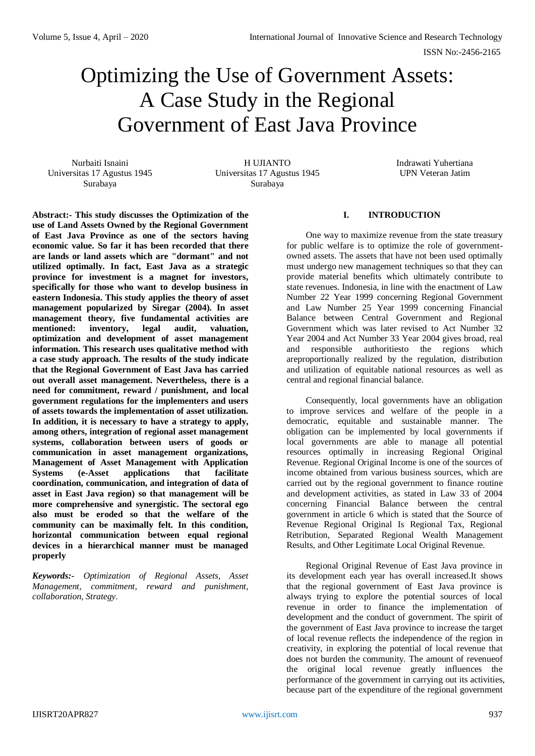# Optimizing the Use of Government Assets: A Case Study in the Regional Government of East Java Province

Nurbaiti Isnaini
Universitas 17 Agustus 1945
Surabaya

H UJIANTO
Universitas 17 Agustus 1945
Surabaya

Indrawati Yuhertiana
UPN Veteran Jatim

**Abstract:- This study discusses the Optimization of the use of Land Assets Owned by the Regional Government of East Java Province as one of the sectors having economic value. So far it has been recorded that there are lands or land assets which are "dormant" and not utilized optimally. In fact, East Java as a strategic province for investment is a magnet for investors, specifically for those who want to develop business in eastern Indonesia. This study applies the theory of asset management popularized by Siregar (2004). In asset management theory, five fundamental activities are mentioned: inventory, legal audit, valuation, optimization and development of asset management information. This research uses qualitative method with a case study approach. The results of the study indicate that the Regional Government of East Java has carried out overall asset management. Nevertheless, there is a need for commitment, reward / punishment, and local government regulations for the implementers and users of assets towards the implementation of asset utilization. In addition, it is necessary to have a strategy to apply, among others, integration of regional asset management systems, collaboration between users of goods or communication in asset management organizations, Management of Asset Management with Application Systems (e-Asset applications that facilitate coordination, communication, and integration of data of asset in East Java region) so that management will be more comprehensive and synergistic. The sectoral ego also must be eroded so that the welfare of the community can be maximally felt. In this condition, horizontal communication between equal regional devices in a hierarchical manner must be managed properly**

***Keywords:-*** *Optimization of Regional Assets, Asset Management, commitment, reward and punishment, collaboration, Strategy.*

## I. INTRODUCTION

One way to maximize revenue from the state treasury for public welfare is to optimize the role of government-owned assets. The assets that have not been used optimally must undergo new management techniques so that they can provide material benefits which ultimately contribute to state revenues. Indonesia, in line with the enactment of Law Number 22 Year 1999 concerning Regional Government and Law Number 25 Year 1999 concerning Financial Balance between Central Government and Regional Government which was later revised to Act Number 32 Year 2004 and Act Number 33 Year 2004 gives broad, real and responsible authoritiesto the regions which areproportionally realized by the regulation, distribution and utilization of equitable national resources as well as central and regional financial balance.

Consequently, local governments have an obligation to improve services and welfare of the people in a democratic, equitable and sustainable manner. The obligation can be implemented by local governments if local governments are able to manage all potential resources optimally in increasing Regional Original Revenue. Regional Original Income is one of the sources of income obtained from various business sources, which are carried out by the regional government to finance routine and development activities, as stated in Law 33 of 2004 concerning Financial Balance between the central government in article 6 which is stated that the Source of Revenue Regional Original Is Regional Tax, Regional Retribution, Separated Regional Wealth Management Results, and Other Legitimate Local Original Revenue.

Regional Original Revenue of East Java province in its development each year has overall increased.It shows that the regional government of East Java province is always trying to explore the potential sources of local revenue in order to finance the implementation of development and the conduct of government. The spirit of the government of East Java province to increase the target of local revenue reflects the independence of the region in creativity, in exploring the potential of local revenue that does not burden the community. The amount of revenueof the original local revenue greatly influences the performance of the government in carrying out its activities, because part of the expenditure of the regional government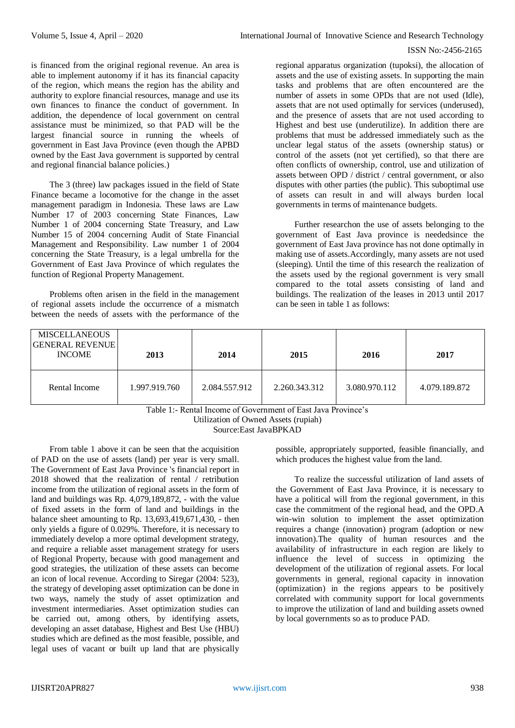is financed from the original regional revenue. An area is able to implement autonomy if it has its financial capacity of the region, which means the region has the ability and authority to explore financial resources, manage and use its own finances to finance the conduct of government. In addition, the dependence of local government on central assistance must be minimized, so that PAD will be the largest financial source in running the wheels of government in East Java Province (even though the APBD owned by the East Java government is supported by central and regional financial balance policies.)

The 3 (three) law packages issued in the field of State Finance became a locomotive for the change in the asset management paradigm in Indonesia. These laws are Law Number 17 of 2003 concerning State Finances, Law Number 1 of 2004 concerning State Treasury, and Law Number 15 of 2004 concerning Audit of State Financial Management and Responsibility. Law number 1 of 2004 concerning the State Treasury, is a legal umbrella for the Government of East Java Province of which regulates the function of Regional Property Management.

Problems often arisen in the field in the management of regional assets include the occurrence of a mismatch between the needs of assets with the performance of the regional apparatus organization (tupoksi), the allocation of assets and the use of existing assets. In supporting the main tasks and problems that are often encountered are the number of assets in some OPDs that are not used (Idle), assets that are not used optimally for services (underused), and the presence of assets that are not used according to Highest and best use (underutilize). In addition there are problems that must be addressed immediately such as the unclear legal status of the assets (ownership status) or control of the assets (not yet certified), so that there are often conflicts of ownership, control, use and utilization of assets between OPD / district / central government, or also disputes with other parties (the public). This suboptimal use of assets can result in and will always burden local governments in terms of maintenance budgets.

Further researchon the use of assets belonging to the government of East Java province is neededsince the government of East Java province has not done optimally in making use of assets.Accordingly, many assets are not used (sleeping). Until the time of this research the realization of the assets used by the regional government is very small compared to the total assets consisting of land and buildings. The realization of the leases in 2013 until 2017 can be seen in table 1 as follows:

| MISCELLANEOUS GENERAL REVENUE INCOME | 2013 | 2014 | 2015 | 2016 | 2017 |
|---|---|---|---|---|---|
| Rental Income | 1.997.919.760 | 2.084.557.912 | 2.260.343.312 | 3.080.970.112 | 4.079.189.872 |

Table 1:- Rental Income of Government of East Java Province's Utilization of Owned Assets (rupiah)
Source:East JavaBPKAD

From table 1 above it can be seen that the acquisition of PAD on the use of assets (land) per year is very small. The Government of East Java Province 's financial report in 2018 showed that the realization of rental / retribution income from the utilization of regional assets in the form of land and buildings was Rp. 4,079,189,872, - with the value of fixed assets in the form of land and buildings in the balance sheet amounting to Rp. 13,693,419,671,430, - then only yields a figure of 0.029%. Therefore, it is necessary to immediately develop a more optimal development strategy, and require a reliable asset management strategy for users of Regional Property, because with good management and good strategies, the utilization of these assets can become an icon of local revenue. According to Siregar (2004: 523), the strategy of developing asset optimization can be done in two ways, namely the study of asset optimization and investment intermediaries. Asset optimization studies can be carried out, among others, by identifying assets, developing an asset database, Highest and Best Use (HBU) studies which are defined as the most feasible, possible, and legal uses of vacant or built up land that are physically possible, appropriately supported, feasible financially, and which produces the highest value from the land.

To realize the successful utilization of land assets of the Government of East Java Province, it is necessary to have a political will from the regional government, in this case the commitment of the regional head, and the OPD.A win-win solution to implement the asset optimization requires a change (innovation) program (adoption or new innovation).The quality of human resources and the availability of infrastructure in each region are likely to influence the level of success in optimizing the development of the utilization of regional assets. For local governments in general, regional capacity in innovation (optimization) in the regions appears to be positively correlated with community support for local governments to improve the utilization of land and building assets owned by local governments so as to produce PAD.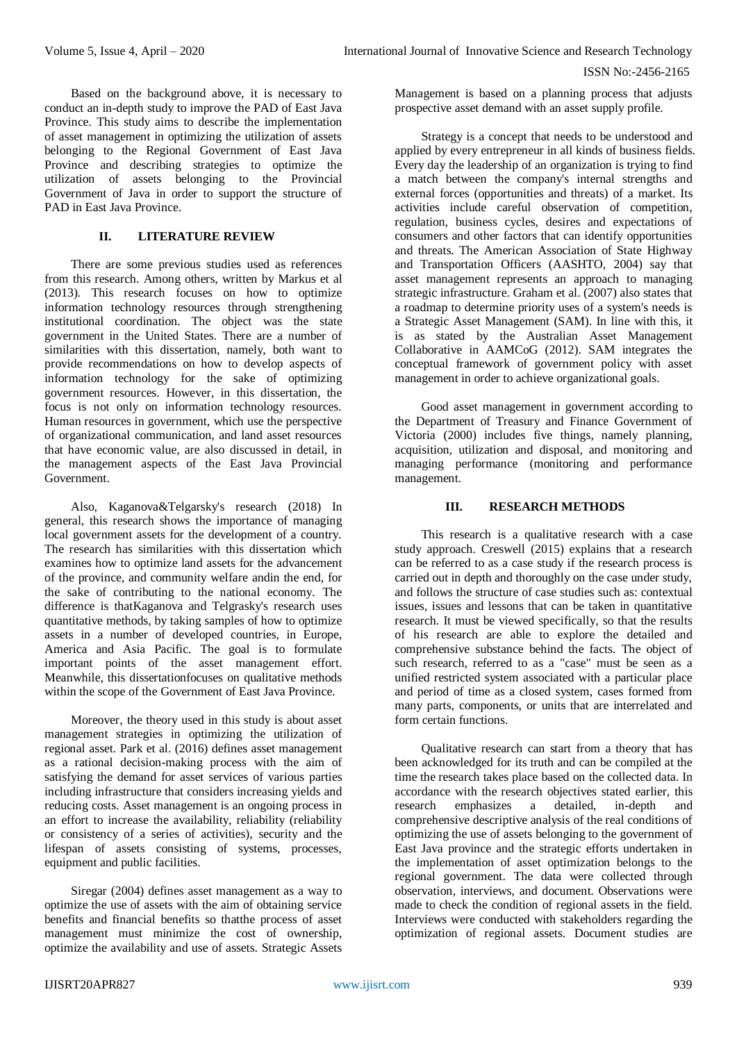Based on the background above, it is necessary to conduct an in-depth study to improve the PAD of East Java Province. This study aims to describe the implementation of asset management in optimizing the utilization of assets belonging to the Regional Government of East Java Province and describing strategies to optimize the utilization of assets belonging to the Provincial Government of Java in order to support the structure of PAD in East Java Province.

## II. LITERATURE REVIEW

There are some previous studies used as references from this research. Among others, written by Markus et al (2013). This research focuses on how to optimize information technology resources through strengthening institutional coordination. The object was the state government in the United States. There are a number of similarities with this dissertation, namely, both want to provide recommendations on how to develop aspects of information technology for the sake of optimizing government resources. However, in this dissertation, the focus is not only on information technology resources. Human resources in government, which use the perspective of organizational communication, and land asset resources that have economic value, are also discussed in detail, in the management aspects of the East Java Provincial Government.

Also, Kaganova&Telgarsky's research (2018) In general, this research shows the importance of managing local government assets for the development of a country. The research has similarities with this dissertation which examines how to optimize land assets for the advancement of the province, and community welfare andin the end, for the sake of contributing to the national economy. The difference is thatKaganova and Telgrasky's research uses quantitative methods, by taking samples of how to optimize assets in a number of developed countries, in Europe, America and Asia Pacific. The goal is to formulate important points of the asset management effort. Meanwhile, this dissertationfocuses on qualitative methods within the scope of the Government of East Java Province.

Moreover, the theory used in this study is about asset management strategies in optimizing the utilization of regional asset. Park et al. (2016) defines asset management as a rational decision-making process with the aim of satisfying the demand for asset services of various parties including infrastructure that considers increasing yields and reducing costs. Asset management is an ongoing process in an effort to increase the availability, reliability (reliability or consistency of a series of activities), security and the lifespan of assets consisting of systems, processes, equipment and public facilities.

Siregar (2004) defines asset management as a way to optimize the use of assets with the aim of obtaining service benefits and financial benefits so thatthe process of asset management must minimize the cost of ownership, optimize the availability and use of assets. Strategic Assets Management is based on a planning process that adjusts prospective asset demand with an asset supply profile.

Strategy is a concept that needs to be understood and applied by every entrepreneur in all kinds of business fields. Every day the leadership of an organization is trying to find a match between the company's internal strengths and external forces (opportunities and threats) of a market. Its activities include careful observation of competition, regulation, business cycles, desires and expectations of consumers and other factors that can identify opportunities and threats. The American Association of State Highway and Transportation Officers (AASHTO, 2004) say that asset management represents an approach to managing strategic infrastructure. Graham et al. (2007) also states that a roadmap to determine priority uses of a system's needs is a Strategic Asset Management (SAM). In line with this, it is as stated by the Australian Asset Management Collaborative in AAMCoG (2012). SAM integrates the conceptual framework of government policy with asset management in order to achieve organizational goals.

Good asset management in government according to the Department of Treasury and Finance Government of Victoria (2000) includes five things, namely planning, acquisition, utilization and disposal, and monitoring and managing performance (monitoring and performance management.

## III. RESEARCH METHODS

This research is a qualitative research with a case study approach. Creswell (2015) explains that a research can be referred to as a case study if the research process is carried out in depth and thoroughly on the case under study, and follows the structure of case studies such as: contextual issues, issues and lessons that can be taken in quantitative research. It must be viewed specifically, so that the results of his research are able to explore the detailed and comprehensive substance behind the facts. The object of such research, referred to as a "case" must be seen as a unified restricted system associated with a particular place and period of time as a closed system, cases formed from many parts, components, or units that are interrelated and form certain functions.

Qualitative research can start from a theory that has been acknowledged for its truth and can be compiled at the time the research takes place based on the collected data. In accordance with the research objectives stated earlier, this research emphasizes a detailed, in-depth and comprehensive descriptive analysis of the real conditions of optimizing the use of assets belonging to the government of East Java province and the strategic efforts undertaken in the implementation of asset optimization belongs to the regional government. The data were collected through observation, interviews, and document. Observations were made to check the condition of regional assets in the field. Interviews were conducted with stakeholders regarding the optimization of regional assets. Document studies are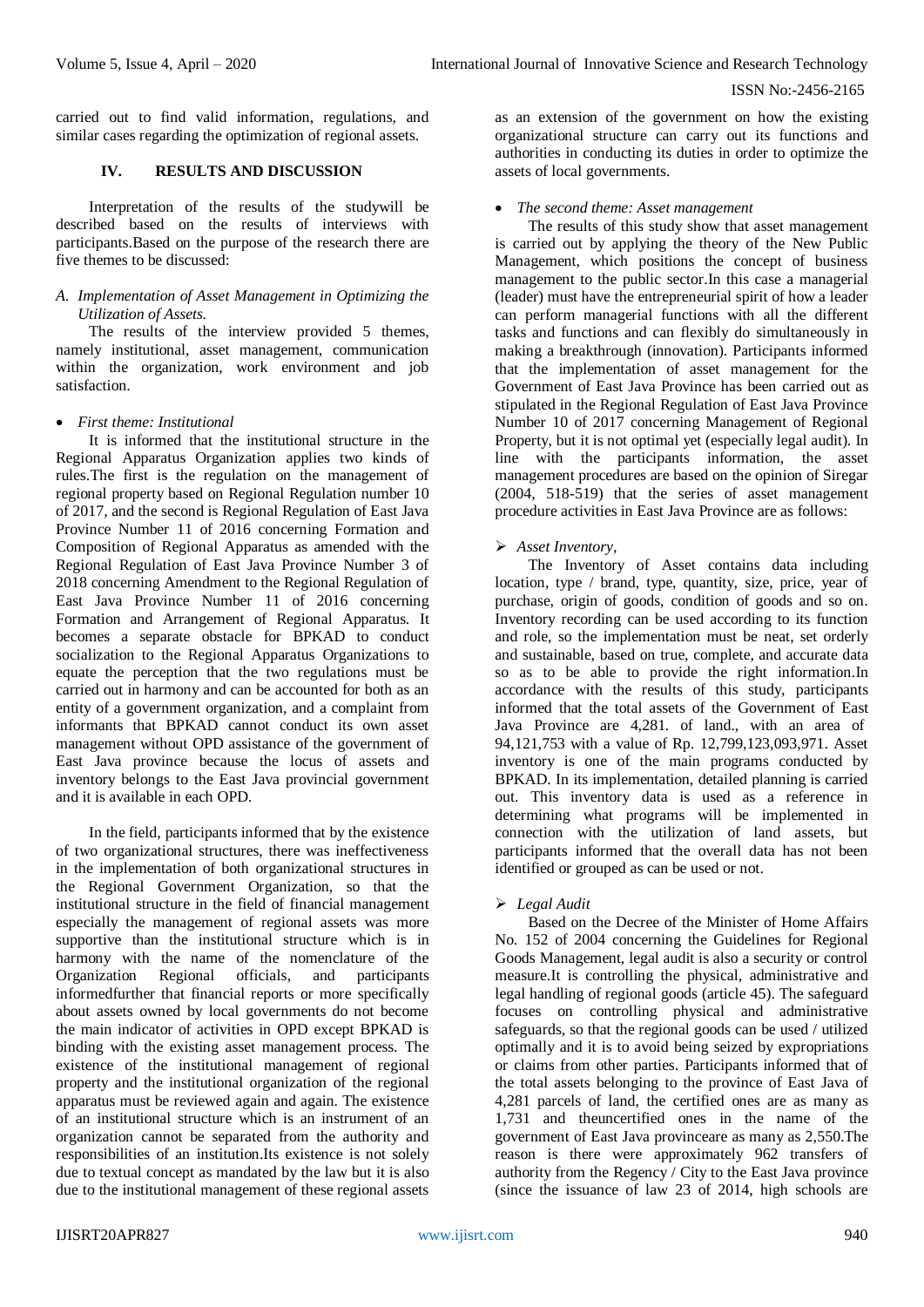carried out to find valid information, regulations, and similar cases regarding the optimization of regional assets.

## IV. RESULTS AND DISCUSSION

Interpretation of the results of the studywill be described based on the results of interviews with participants.Based on the purpose of the research there are five themes to be discussed:

### *A. Implementation of Asset Management in Optimizing the Utilization of Assets.*

The results of the interview provided 5 themes, namely institutional, asset management, communication within the organization, work environment and job satisfaction.

- *First theme: Institutional*

It is informed that the institutional structure in the Regional Apparatus Organization applies two kinds of rules.The first is the regulation on the management of regional property based on Regional Regulation number 10 of 2017, and the second is Regional Regulation of East Java Province Number 11 of 2016 concerning Formation and Composition of Regional Apparatus as amended with the Regional Regulation of East Java Province Number 3 of 2018 concerning Amendment to the Regional Regulation of East Java Province Number 11 of 2016 concerning Formation and Arrangement of Regional Apparatus. It becomes a separate obstacle for BPKAD to conduct socialization to the Regional Apparatus Organizations to equate the perception that the two regulations must be carried out in harmony and can be accounted for both as an entity of a government organization, and a complaint from informants that BPKAD cannot conduct its own asset management without OPD assistance of the government of East Java province because the locus of assets and inventory belongs to the East Java provincial government and it is available in each OPD.

In the field, participants informed that by the existence of two organizational structures, there was ineffectiveness in the implementation of both organizational structures in the Regional Government Organization, so that the institutional structure in the field of financial management especially the management of regional assets was more supportive than the institutional structure which is in harmony with the name of the nomenclature of the Organization Regional officials, and participants informedfurther that financial reports or more specifically about assets owned by local governments do not become the main indicator of activities in OPD except BPKAD is binding with the existing asset management process. The existence of the institutional management of regional property and the institutional organization of the regional apparatus must be reviewed again and again. The existence of an institutional structure which is an instrument of an organization cannot be separated from the authority and responsibilities of an institution.Its existence is not solely due to textual concept as mandated by the law but it is also due to the institutional management of these regional assets as an extension of the government on how the existing organizational structure can carry out its functions and authorities in conducting its duties in order to optimize the assets of local governments.

- *The second theme: Asset management*

The results of this study show that asset management is carried out by applying the theory of the New Public Management, which positions the concept of business management to the public sector.In this case a managerial (leader) must have the entrepreneurial spirit of how a leader can perform managerial functions with all the different tasks and functions and can flexibly do simultaneously in making a breakthrough (innovation). Participants informed that the implementation of asset management for the Government of East Java Province has been carried out as stipulated in the Regional Regulation of East Java Province Number 10 of 2017 concerning Management of Regional Property, but it is not optimal yet (especially legal audit). In line with the participants information, the asset management procedures are based on the opinion of Siregar (2004, 518-519) that the series of asset management procedure activities in East Java Province are as follows:

- *Asset Inventory,*

The Inventory of Asset contains data including location, type / brand, type, quantity, size, price, year of purchase, origin of goods, condition of goods and so on. Inventory recording can be used according to its function and role, so the implementation must be neat, set orderly and sustainable, based on true, complete, and accurate data so as to be able to provide the right information.In accordance with the results of this study, participants informed that the total assets of the Government of East Java Province are 4,281. of land., with an area of 94,121,753 with a value of Rp. 12,799,123,093,971. Asset inventory is one of the main programs conducted by BPKAD. In its implementation, detailed planning is carried out. This inventory data is used as a reference in determining what programs will be implemented in connection with the utilization of land assets, but participants informed that the overall data has not been identified or grouped as can be used or not.

- *Legal Audit*

Based on the Decree of the Minister of Home Affairs No. 152 of 2004 concerning the Guidelines for Regional Goods Management, legal audit is also a security or control measure.It is controlling the physical, administrative and legal handling of regional goods (article 45). The safeguard focuses on controlling physical and administrative safeguards, so that the regional goods can be used / utilized optimally and it is to avoid being seized by expropriations or claims from other parties. Participants informed that of the total assets belonging to the province of East Java of 4,281 parcels of land, the certified ones are as many as 1,731 and theuncertified ones in the name of the government of East Java provinceare as many as 2,550.The reason is there were approximately 962 transfers of authority from the Regency / City to the East Java province (since the issuance of law 23 of 2014, high schools are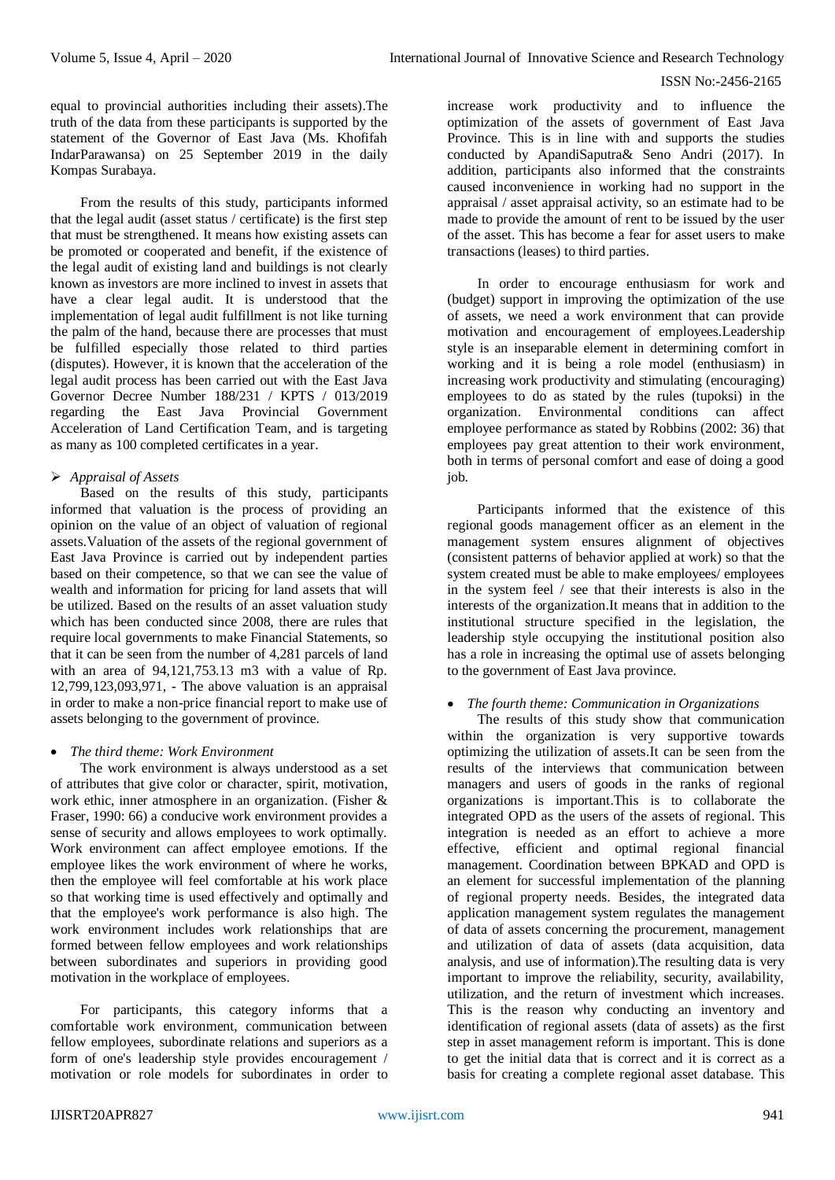equal to provincial authorities including their assets).The truth of the data from these participants is supported by the statement of the Governor of East Java (Ms. Khofifah IndarParawansa) on 25 September 2019 in the daily Kompas Surabaya.

From the results of this study, participants informed that the legal audit (asset status / certificate) is the first step that must be strengthened. It means how existing assets can be promoted or cooperated and benefit, if the existence of the legal audit of existing land and buildings is not clearly known as investors are more inclined to invest in assets that have a clear legal audit. It is understood that the implementation of legal audit fulfillment is not like turning the palm of the hand, because there are processes that must be fulfilled especially those related to third parties (disputes). However, it is known that the acceleration of the legal audit process has been carried out with the East Java Governor Decree Number 188/231 / KPTS / 013/2019 regarding the East Java Provincial Government Acceleration of Land Certification Team, and is targeting as many as 100 completed certificates in a year.

- *Appraisal of Assets*

Based on the results of this study, participants informed that valuation is the process of providing an opinion on the value of an object of valuation of regional assets.Valuation of the assets of the regional government of East Java Province is carried out by independent parties based on their competence, so that we can see the value of wealth and information for pricing for land assets that will be utilized. Based on the results of an asset valuation study which has been conducted since 2008, there are rules that require local governments to make Financial Statements, so that it can be seen from the number of 4,281 parcels of land with an area of 94,121,753.13 m3 with a value of Rp. 12,799,123,093,971, - The above valuation is an appraisal in order to make a non-price financial report to make use of assets belonging to the government of province.

- *The third theme: Work Environment*

The work environment is always understood as a set of attributes that give color or character, spirit, motivation, work ethic, inner atmosphere in an organization. (Fisher & Fraser, 1990: 66) a conducive work environment provides a sense of security and allows employees to work optimally. Work environment can affect employee emotions. If the employee likes the work environment of where he works, then the employee will feel comfortable at his work place so that working time is used effectively and optimally and that the employee's work performance is also high. The work environment includes work relationships that are formed between fellow employees and work relationships between subordinates and superiors in providing good motivation in the workplace of employees.

For participants, this category informs that a comfortable work environment, communication between fellow employees, subordinate relations and superiors as a form of one's leadership style provides encouragement / motivation or role models for subordinates in order to increase work productivity and to influence the optimization of the assets of government of East Java Province. This is in line with and supports the studies conducted by ApandiSaputra& Seno Andri (2017). In addition, participants also informed that the constraints caused inconvenience in working had no support in the appraisal / asset appraisal activity, so an estimate had to be made to provide the amount of rent to be issued by the user of the asset. This has become a fear for asset users to make transactions (leases) to third parties.

In order to encourage enthusiasm for work and (budget) support in improving the optimization of the use of assets, we need a work environment that can provide motivation and encouragement of employees.Leadership style is an inseparable element in determining comfort in working and it is being a role model (enthusiasm) in increasing work productivity and stimulating (encouraging) employees to do as stated by the rules (tupoksi) in the organization. Environmental conditions can affect employee performance as stated by Robbins (2002: 36) that employees pay great attention to their work environment, both in terms of personal comfort and ease of doing a good job.

Participants informed that the existence of this regional goods management officer as an element in the management system ensures alignment of objectives (consistent patterns of behavior applied at work) so that the system created must be able to make employees/ employees in the system feel / see that their interests is also in the interests of the organization.It means that in addition to the institutional structure specified in the legislation, the leadership style occupying the institutional position also has a role in increasing the optimal use of assets belonging to the government of East Java province.

- *The fourth theme: Communication in Organizations*

The results of this study show that communication within the organization is very supportive towards optimizing the utilization of assets.It can be seen from the results of the interviews that communication between managers and users of goods in the ranks of regional organizations is important.This is to collaborate the integrated OPD as the users of the assets of regional. This integration is needed as an effort to achieve a more effective, efficient and optimal regional financial management. Coordination between BPKAD and OPD is an element for successful implementation of the planning of regional property needs. Besides, the integrated data application management system regulates the management of data of assets concerning the procurement, management and utilization of data of assets (data acquisition, data analysis, and use of information).The resulting data is very important to improve the reliability, security, availability, utilization, and the return of investment which increases. This is the reason why conducting an inventory and identification of regional assets (data of assets) as the first step in asset management reform is important. This is done to get the initial data that is correct and it is correct as a basis for creating a complete regional asset database. This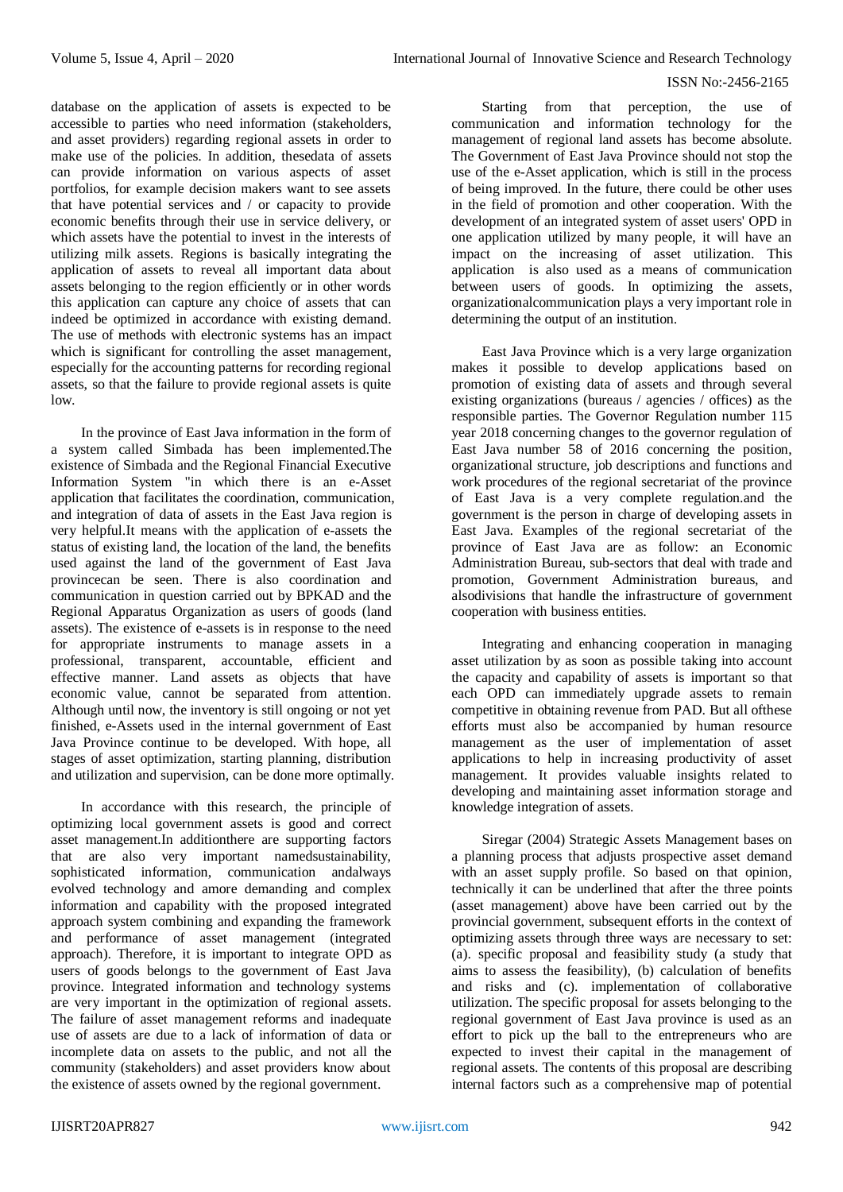database on the application of assets is expected to be accessible to parties who need information (stakeholders, and asset providers) regarding regional assets in order to make use of the policies. In addition, thesedata of assets can provide information on various aspects of asset portfolios, for example decision makers want to see assets that have potential services and / or capacity to provide economic benefits through their use in service delivery, or which assets have the potential to invest in the interests of utilizing milk assets. Regions is basically integrating the application of assets to reveal all important data about assets belonging to the region efficiently or in other words this application can capture any choice of assets that can indeed be optimized in accordance with existing demand. The use of methods with electronic systems has an impact which is significant for controlling the asset management, especially for the accounting patterns for recording regional assets, so that the failure to provide regional assets is quite low.

In the province of East Java information in the form of a system called Simbada has been implemented.The existence of Simbada and the Regional Financial Executive Information System "in which there is an e-Asset application that facilitates the coordination, communication, and integration of data of assets in the East Java region is very helpful.It means with the application of e-assets the status of existing land, the location of the land, the benefits used against the land of the government of East Java provincecan be seen. There is also coordination and communication in question carried out by BPKAD and the Regional Apparatus Organization as users of goods (land assets). The existence of e-assets is in response to the need for appropriate instruments to manage assets in a professional, transparent, accountable, efficient and effective manner. Land assets as objects that have economic value, cannot be separated from attention. Although until now, the inventory is still ongoing or not yet finished, e-Assets used in the internal government of East Java Province continue to be developed. With hope, all stages of asset optimization, starting planning, distribution and utilization and supervision, can be done more optimally.

In accordance with this research, the principle of optimizing local government assets is good and correct asset management.In additionthere are supporting factors that are also very important namedsustainability, sophisticated information, communication andalways evolved technology and amore demanding and complex information and capability with the proposed integrated approach system combining and expanding the framework and performance of asset management (integrated approach). Therefore, it is important to integrate OPD as users of goods belongs to the government of East Java province. Integrated information and technology systems are very important in the optimization of regional assets. The failure of asset management reforms and inadequate use of assets are due to a lack of information of data or incomplete data on assets to the public, and not all the community (stakeholders) and asset providers know about the existence of assets owned by the regional government.

Starting from that perception, the use of communication and information technology for the management of regional land assets has become absolute. The Government of East Java Province should not stop the use of the e-Asset application, which is still in the process of being improved. In the future, there could be other uses in the field of promotion and other cooperation. With the development of an integrated system of asset users' OPD in one application utilized by many people, it will have an impact on the increasing of asset utilization. This application is also used as a means of communication between users of goods. In optimizing the assets, organizationalcommunication plays a very important role in determining the output of an institution.

East Java Province which is a very large organization makes it possible to develop applications based on promotion of existing data of assets and through several existing organizations (bureaus / agencies / offices) as the responsible parties. The Governor Regulation number 115 year 2018 concerning changes to the governor regulation of East Java number 58 of 2016 concerning the position, organizational structure, job descriptions and functions and work procedures of the regional secretariat of the province of East Java is a very complete regulation.and the government is the person in charge of developing assets in East Java. Examples of the regional secretariat of the province of East Java are as follow: an Economic Administration Bureau, sub-sectors that deal with trade and promotion, Government Administration bureaus, and alsodivisions that handle the infrastructure of government cooperation with business entities.

Integrating and enhancing cooperation in managing asset utilization by as soon as possible taking into account the capacity and capability of assets is important so that each OPD can immediately upgrade assets to remain competitive in obtaining revenue from PAD. But all ofthese efforts must also be accompanied by human resource management as the user of implementation of asset applications to help in increasing productivity of asset management. It provides valuable insights related to developing and maintaining asset information storage and knowledge integration of assets.

Siregar (2004) Strategic Assets Management bases on a planning process that adjusts prospective asset demand with an asset supply profile. So based on that opinion, technically it can be underlined that after the three points (asset management) above have been carried out by the provincial government, subsequent efforts in the context of optimizing assets through three ways are necessary to set: (a). specific proposal and feasibility study (a study that aims to assess the feasibility), (b) calculation of benefits and risks and (c). implementation of collaborative utilization. The specific proposal for assets belonging to the regional government of East Java province is used as an effort to pick up the ball to the entrepreneurs who are expected to invest their capital in the management of regional assets. The contents of this proposal are describing internal factors such as a comprehensive map of potential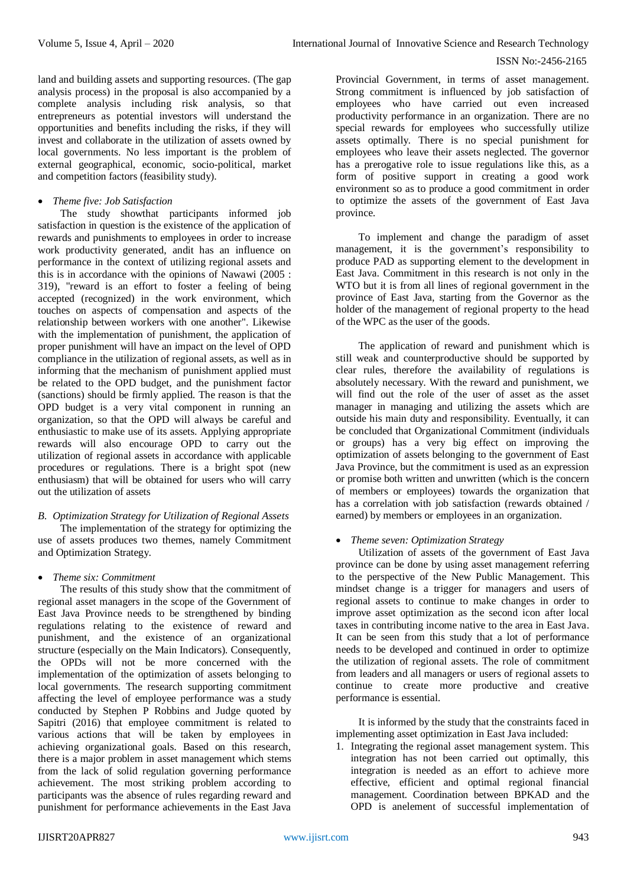land and building assets and supporting resources. (The gap analysis process) in the proposal is also accompanied by a complete analysis including risk analysis, so that entrepreneurs as potential investors will understand the opportunities and benefits including the risks, if they will invest and collaborate in the utilization of assets owned by local governments. No less important is the problem of external geographical, economic, socio-political, market and competition factors (feasibility study).

- *Theme five: Job Satisfaction*

The study showthat participants informed job satisfaction in question is the existence of the application of rewards and punishments to employees in order to increase work productivity generated, andit has an influence on performance in the context of utilizing regional assets and this is in accordance with the opinions of Nawawi (2005 : 319), "reward is an effort to foster a feeling of being accepted (recognized) in the work environment, which touches on aspects of compensation and aspects of the relationship between workers with one another". Likewise with the implementation of punishment, the application of proper punishment will have an impact on the level of OPD compliance in the utilization of regional assets, as well as in informing that the mechanism of punishment applied must be related to the OPD budget, and the punishment factor (sanctions) should be firmly applied. The reason is that the OPD budget is a very vital component in running an organization, so that the OPD will always be careful and enthusiastic to make use of its assets. Applying appropriate rewards will also encourage OPD to carry out the utilization of regional assets in accordance with applicable procedures or regulations. There is a bright spot (new enthusiasm) that will be obtained for users who will carry out the utilization of assets

### B. *Optimization Strategy for Utilization of Regional Assets*

The implementation of the strategy for optimizing the use of assets produces two themes, namely Commitment and Optimization Strategy.

- *Theme six: Commitment*

The results of this study show that the commitment of regional asset managers in the scope of the Government of East Java Province needs to be strengthened by binding regulations relating to the existence of reward and punishment, and the existence of an organizational structure (especially on the Main Indicators). Consequently, the OPDs will not be more concerned with the implementation of the optimization of assets belonging to local governments. The research supporting commitment affecting the level of employee performance was a study conducted by Stephen P Robbins and Judge quoted by Sapitri (2016) that employee commitment is related to various actions that will be taken by employees in achieving organizational goals. Based on this research, there is a major problem in asset management which stems from the lack of solid regulation governing performance achievement. The most striking problem according to participants was the absence of rules regarding reward and punishment for performance achievements in the East Java Provincial Government, in terms of asset management. Strong commitment is influenced by job satisfaction of employees who have carried out even increased productivity performance in an organization. There are no special rewards for employees who successfully utilize assets optimally. There is no special punishment for employees who leave their assets neglected. The governor has a prerogative role to issue regulations like this, as a form of positive support in creating a good work environment so as to produce a good commitment in order to optimize the assets of the government of East Java province.

To implement and change the paradigm of asset management, it is the government's responsibility to produce PAD as supporting element to the development in East Java. Commitment in this research is not only in the WTO but it is from all lines of regional government in the province of East Java, starting from the Governor as the holder of the management of regional property to the head of the WPC as the user of the goods.

The application of reward and punishment which is still weak and counterproductive should be supported by clear rules, therefore the availability of regulations is absolutely necessary. With the reward and punishment, we will find out the role of the user of asset as the asset manager in managing and utilizing the assets which are outside his main duty and responsibility. Eventually, it can be concluded that Organizational Commitment (individuals or groups) has a very big effect on improving the optimization of assets belonging to the government of East Java Province, but the commitment is used as an expression or promise both written and unwritten (which is the concern of members or employees) towards the organization that has a correlation with job satisfaction (rewards obtained / earned) by members or employees in an organization.

- *Theme seven: Optimization Strategy*

Utilization of assets of the government of East Java province can be done by using asset management referring to the perspective of the New Public Management. This mindset change is a trigger for managers and users of regional assets to continue to make changes in order to improve asset optimization as the second icon after local taxes in contributing income native to the area in East Java. It can be seen from this study that a lot of performance needs to be developed and continued in order to optimize the utilization of regional assets. The role of commitment from leaders and all managers or users of regional assets to continue to create more productive and creative performance is essential.

It is informed by the study that the constraints faced in implementing asset optimization in East Java included:

1. Integrating the regional asset management system. This integration has not been carried out optimally, this integration is needed as an effort to achieve more effective, efficient and optimal regional financial management. Coordination between BPKAD and the OPD is anelement of successful implementation of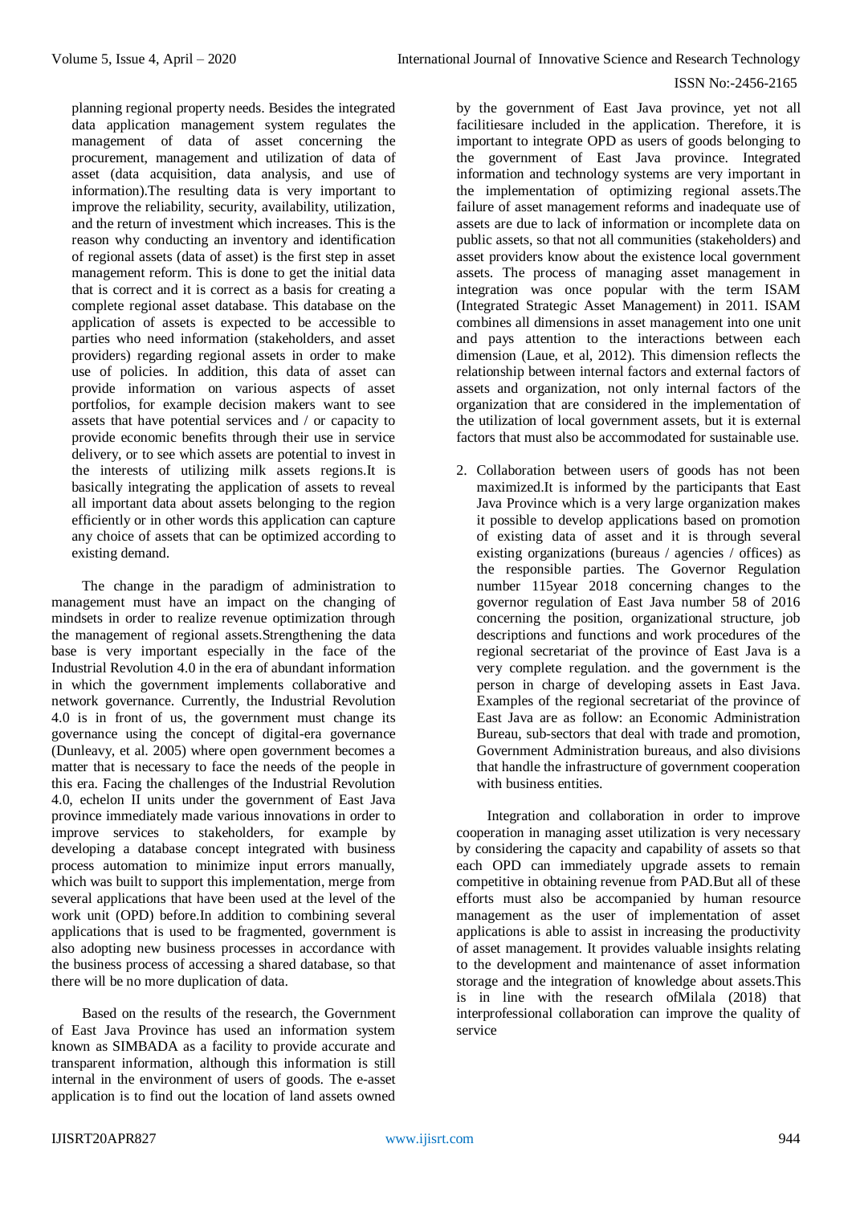planning regional property needs. Besides the integrated data application management system regulates the management of data of asset concerning the procurement, management and utilization of data of asset (data acquisition, data analysis, and use of information).The resulting data is very important to improve the reliability, security, availability, utilization, and the return of investment which increases. This is the reason why conducting an inventory and identification of regional assets (data of asset) is the first step in asset management reform. This is done to get the initial data that is correct and it is correct as a basis for creating a complete regional asset database. This database on the application of assets is expected to be accessible to parties who need information (stakeholders, and asset providers) regarding regional assets in order to make use of policies. In addition, this data of asset can provide information on various aspects of asset portfolios, for example decision makers want to see assets that have potential services and / or capacity to provide economic benefits through their use in service delivery, or to see which assets are potential to invest in the interests of utilizing milk assets regions.It is basically integrating the application of assets to reveal all important data about assets belonging to the region efficiently or in other words this application can capture any choice of assets that can be optimized according to existing demand.

The change in the paradigm of administration to management must have an impact on the changing of mindsets in order to realize revenue optimization through the management of regional assets.Strengthening the data base is very important especially in the face of the Industrial Revolution 4.0 in the era of abundant information in which the government implements collaborative and network governance. Currently, the Industrial Revolution 4.0 is in front of us, the government must change its governance using the concept of digital-era governance (Dunleavy, et al. 2005) where open government becomes a matter that is necessary to face the needs of the people in this era. Facing the challenges of the Industrial Revolution 4.0, echelon II units under the government of East Java province immediately made various innovations in order to improve services to stakeholders, for example by developing a database concept integrated with business process automation to minimize input errors manually, which was built to support this implementation, merge from several applications that have been used at the level of the work unit (OPD) before.In addition to combining several applications that is used to be fragmented, government is also adopting new business processes in accordance with the business process of accessing a shared database, so that there will be no more duplication of data.

Based on the results of the research, the Government of East Java Province has used an information system known as SIMBADA as a facility to provide accurate and transparent information, although this information is still internal in the environment of users of goods. The e-asset application is to find out the location of land assets owned by the government of East Java province, yet not all facilitiesare included in the application. Therefore, it is important to integrate OPD as users of goods belonging to the government of East Java province. Integrated information and technology systems are very important in the implementation of optimizing regional assets.The failure of asset management reforms and inadequate use of assets are due to lack of information or incomplete data on public assets, so that not all communities (stakeholders) and asset providers know about the existence local government assets. The process of managing asset management in integration was once popular with the term ISAM (Integrated Strategic Asset Management) in 2011. ISAM combines all dimensions in asset management into one unit and pays attention to the interactions between each dimension (Laue, et al, 2012). This dimension reflects the relationship between internal factors and external factors of assets and organization, not only internal factors of the organization that are considered in the implementation of the utilization of local government assets, but it is external factors that must also be accommodated for sustainable use.

2. Collaboration between users of goods has not been maximized.It is informed by the participants that East Java Province which is a very large organization makes it possible to develop applications based on promotion of existing data of asset and it is through several existing organizations (bureaus / agencies / offices) as the responsible parties. The Governor Regulation number 115year 2018 concerning changes to the governor regulation of East Java number 58 of 2016 concerning the position, organizational structure, job descriptions and functions and work procedures of the regional secretariat of the province of East Java is a very complete regulation. and the government is the person in charge of developing assets in East Java. Examples of the regional secretariat of the province of East Java are as follow: an Economic Administration Bureau, sub-sectors that deal with trade and promotion, Government Administration bureaus, and also divisions that handle the infrastructure of government cooperation with business entities.

Integration and collaboration in order to improve cooperation in managing asset utilization is very necessary by considering the capacity and capability of assets so that each OPD can immediately upgrade assets to remain competitive in obtaining revenue from PAD.But all of these efforts must also be accompanied by human resource management as the user of implementation of asset applications is able to assist in increasing the productivity of asset management. It provides valuable insights relating to the development and maintenance of asset information storage and the integration of knowledge about assets.This is in line with the research ofMilala (2018) that interprofessional collaboration can improve the quality of service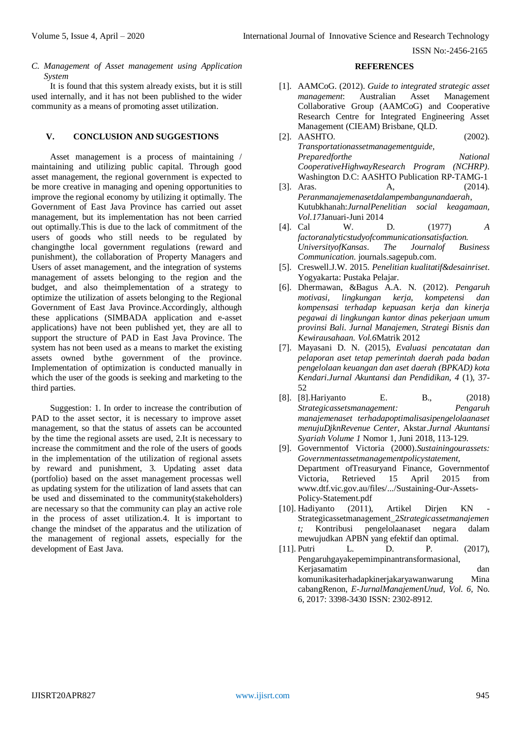### C. Management of Asset management using Application System

It is found that this system already exists, but it is still used internally, and it has not been published to the wider community as a means of promoting asset utilization.

## V. CONCLUSION AND SUGGESTIONS

Asset management is a process of maintaining / maintaining and utilizing public capital. Through good asset management, the regional government is expected to be more creative in managing and opening opportunities to improve the regional economy by utilizing it optimally. The Government of East Java Province has carried out asset management, but its implementation has not been carried out optimally.This is due to the lack of commitment of the users of goods who still needs to be regulated by changingthe local government regulations (reward and punishment), the collaboration of Property Managers and Users of asset management, and the integration of systems management of assets belonging to the region and the budget, and also theimplementation of a strategy to optimize the utilization of assets belonging to the Regional Government of East Java Province.Accordingly, although these applications (SIMBADA application and e-asset applications) have not been published yet, they are all to support the structure of PAD in East Java Province. The system has not been used as a means to market the existing assets owned bythe government of the province. Implementation of optimization is conducted manually in which the user of the goods is seeking and marketing to the third parties.

Suggestion: 1. In order to increase the contribution of PAD to the asset sector, it is necessary to improve asset management, so that the status of assets can be accounted by the time the regional assets are used, 2.It is necessary to increase the commitment and the role of the users of goods in the implementation of the utilization of regional assets by reward and punishment, 3. Updating asset data (portfolio) based on the asset management processas well as updating system for the utilization of land assets that can be used and disseminated to the community(stakeholders) are necessary so that the community can play an active role in the process of asset utilization.4. It is important to change the mindset of the apparatus and the utilization of the management of regional assets, especially for the development of East Java.

## REFERENCES

[1]. AAMCoG. (2012). *Guide to integrated strategic asset management*: Australian Asset Management Collaborative Group (AAMCoG) and Cooperative Research Centre for Integrated Engineering Asset Management (CIEAM) Brisbane, QLD.

[2]. AASHTO. (2002). *Transportationassetmanagementguide, Preparedforthe National CooperativeHighwayResearch Program (NCHRP).* Washington D.C: AASHTO Publication RP-TAMG-1

[3]. Aras. A, (2014). *Peranmanajemenasetdalampembangunandaerah*, Kutubkhanah:*JurnalPenelitian social keagamaan, Vol.17*Januari-Juni 2014

[4]. Cal W. D. (1977) *A factoranalyticstudyofcommunicationsatisfaction. UniversityofKansas. The Journalof Business Communication.* journals.sagepub.com.

[5]. Creswell.J.W. 2015. *Penelitian kualitatif&desainriset*. Yogyakarta: Pustaka Pelajar.

[6]. Dhermawan, &Bagus A.A. N. (2012). *Pengaruh motivasi, lingkungan kerja, kompetensi dan kompensasi terhadap kepuasan kerja dan kinerja pegawai di lingkungan kantor dinas pekerjaan umum provinsi Bali. Jurnal Manajemen, Strategi Bisnis dan Kewirausahaan. Vol.6*Matrik 2012

[7]. Mayasani D. N. (2015), *Evaluasi pencatatan dan pelaporan aset tetap pemerintah daerah pada badan pengelolaan keuangan dan aset daerah (BPKAD) kota Kendari.Jurnal Akuntansi dan Pendidikan, 4* (1), 37-52

[8]. [8].Hariyanto E. B., (2018) *Strategicassetsmanagement: Pengaruh manajemenaset terhadapoptimalisasipengelolaanaset menujuDjknRevenue Center*, Akstar.*Jurnal Akuntansi Syariah Volume 1* Nomor 1, Juni 2018, 113-129.

[9]. Governmentof Victoria (2000).*Sustainingourassets: Governmentassetmanagementpolicystatement*, Department ofTreasuryand Finance, Governmentof Victoria, Retrieved 15 April 2015 from www.dtf.vic.gov.au/files/.../Sustaining-Our-Assets-Policy-Statement.pdf

[10]. Hadiyanto (2011), Artikel Dirjen KN - Strategicassetmanagement_2*Strategicassetmanajemen t;* Kontribusi pengelolaanaset negara dalam mewujudkan APBN yang efektif dan optimal.

[11]. Putri L. D. P. (2017), Pengaruhgayakepemimpinantransformasional, Kerjasamatim dan komunikasiterhadapkinerjakaryawanwarung Mina cabangRenon, *E-JurnalManajemenUnud, Vol. 6,* No. 6, 2017: 3398-3430 ISSN: 2302-8912.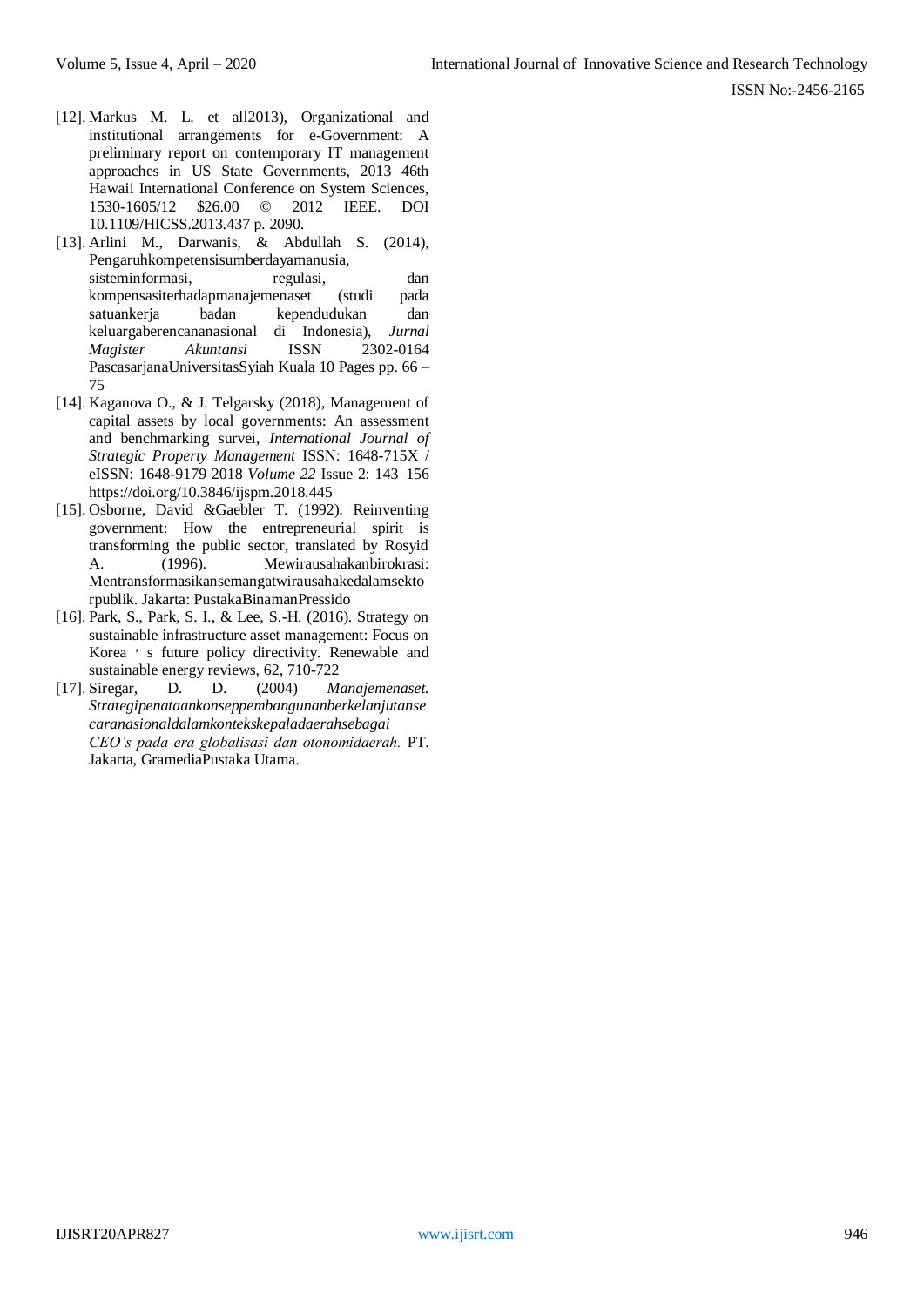[12]. Markus M. L. et all2013), Organizational and institutional arrangements for e-Government: A preliminary report on contemporary IT management approaches in US State Governments, 2013 46th Hawaii International Conference on System Sciences, 1530-1605/12 $26.00 © 2012 IEEE. DOI 10.1109/HICSS.2013.437 p. 2090.

[13]. Arlini M., Darwanis, & Abdullah S. (2014), Pengaruhkompetensisumberdayamanusia, sisteminformasi, regulasi, dan kompensasiterhadapmanajemenaset (studi pada satuankerja badan kependudukan dan keluargaberencananasional di Indonesia), *Jurnal Magister Akuntansi* ISSN 2302-0164 PascasarjanaUniversitasSyiah Kuala 10 Pages pp. 66 – 75

[14]. Kaganova O., & J. Telgarsky (2018), Management of capital assets by local governments: An assessment and benchmarking survei, *International Journal of Strategic Property Management* ISSN: 1648-715X / eISSN: 1648-9179 2018 *Volume 22* Issue 2: 143–156 https://doi.org/10.3846/ijspm.2018.445

[15]. Osborne, David &Gaebler T. (1992). Reinventing government: How the entrepreneurial spirit is transforming the public sector, translated by Rosyid A. (1996). Mewirausahakanbirokrasi: Mentransformasikansemangatwirausahakedalamsektorpublik. Jakarta: PustakaBinamanPressido

[16]. Park, S., Park, S. I., & Lee, S.-H. (2016). Strategy on sustainable infrastructure asset management: Focus on Korea ' s future policy directivity. Renewable and sustainable energy reviews, 62, 710-722

[17]. Siregar, D. D. (2004) *Manajemenaset. Strategipenataankonseppembangunanberkelanjutansecaranasionaldalamkontekskepaladaerahsebagai CEO's pada era globalisasi dan otonomidaerah.* PT. Jakarta, GramediaPustaka Utama.